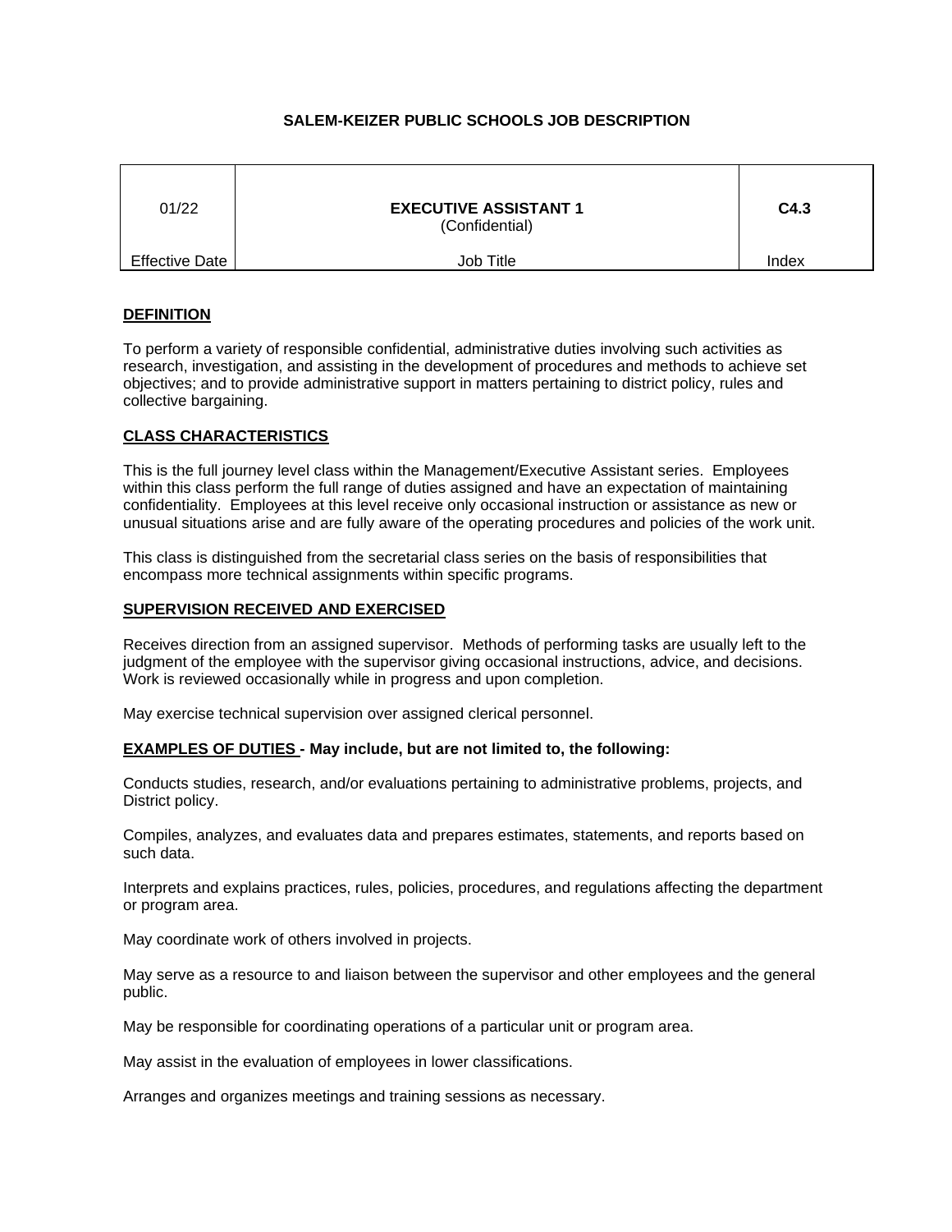# SALEM-KEIZER PUBLIC SCHOOLS JOB DESCRIPTION

| 01/22 | **EXECUTIVE ASSISTANT 1** (Confidential) | **C4.3** |
|---|---|---|
| Effective Date | Job Title | Index |

## DEFINITION

To perform a variety of responsible confidential, administrative duties involving such activities as research, investigation, and assisting in the development of procedures and methods to achieve set objectives; and to provide administrative support in matters pertaining to district policy, rules and collective bargaining.

## CLASS CHARACTERISTICS

This is the full journey level class within the Management/Executive Assistant series. Employees within this class perform the full range of duties assigned and have an expectation of maintaining confidentiality. Employees at this level receive only occasional instruction or assistance as new or unusual situations arise and are fully aware of the operating procedures and policies of the work unit.

This class is distinguished from the secretarial class series on the basis of responsibilities that encompass more technical assignments within specific programs.

## SUPERVISION RECEIVED AND EXERCISED

Receives direction from an assigned supervisor. Methods of performing tasks are usually left to the judgment of the employee with the supervisor giving occasional instructions, advice, and decisions. Work is reviewed occasionally while in progress and upon completion.

May exercise technical supervision over assigned clerical personnel.

## EXAMPLES OF DUTIES - May include, but are not limited to, the following:

Conducts studies, research, and/or evaluations pertaining to administrative problems, projects, and District policy.

Compiles, analyzes, and evaluates data and prepares estimates, statements, and reports based on such data.

Interprets and explains practices, rules, policies, procedures, and regulations affecting the department or program area.

May coordinate work of others involved in projects.

May serve as a resource to and liaison between the supervisor and other employees and the general public.

May be responsible for coordinating operations of a particular unit or program area.

May assist in the evaluation of employees in lower classifications.

Arranges and organizes meetings and training sessions as necessary.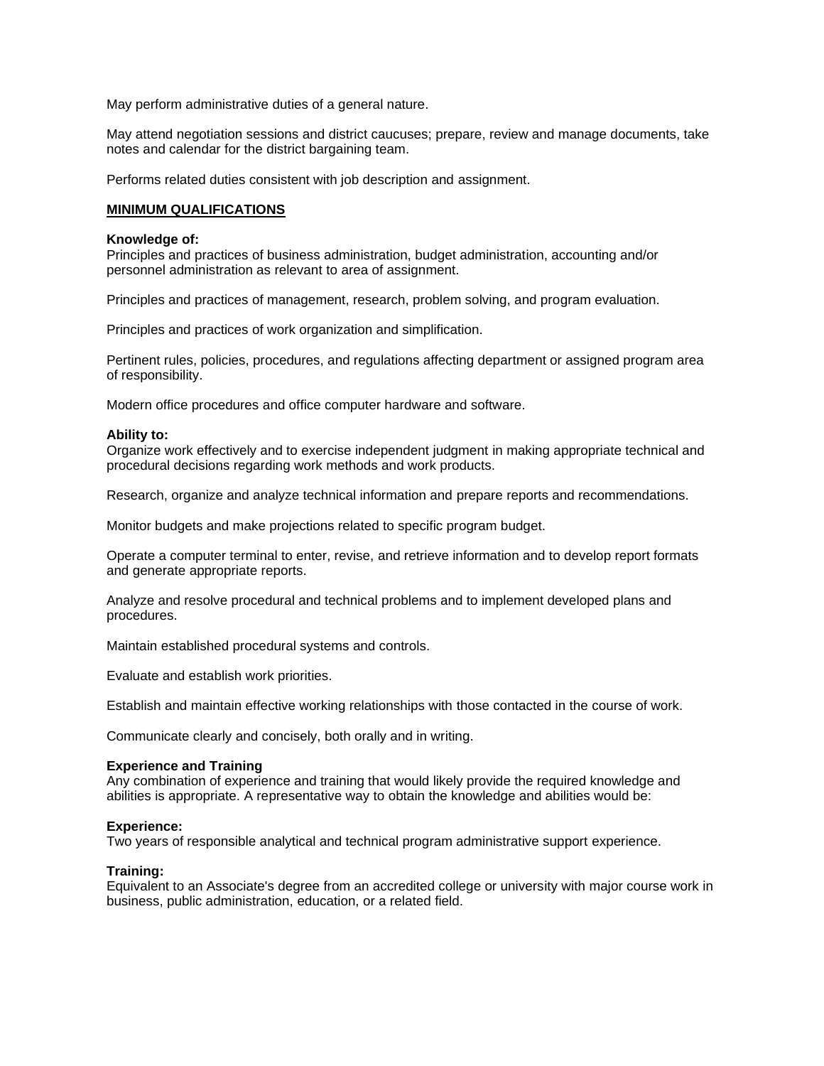May perform administrative duties of a general nature.

May attend negotiation sessions and district caucuses; prepare, review and manage documents, take notes and calendar for the district bargaining team.

Performs related duties consistent with job description and assignment.

## MINIMUM QUALIFICATIONS

**Knowledge of:**
Principles and practices of business administration, budget administration, accounting and/or personnel administration as relevant to area of assignment.

Principles and practices of management, research, problem solving, and program evaluation.

Principles and practices of work organization and simplification.

Pertinent rules, policies, procedures, and regulations affecting department or assigned program area of responsibility.

Modern office procedures and office computer hardware and software.

**Ability to:**
Organize work effectively and to exercise independent judgment in making appropriate technical and procedural decisions regarding work methods and work products.

Research, organize and analyze technical information and prepare reports and recommendations.

Monitor budgets and make projections related to specific program budget.

Operate a computer terminal to enter, revise, and retrieve information and to develop report formats and generate appropriate reports.

Analyze and resolve procedural and technical problems and to implement developed plans and procedures.

Maintain established procedural systems and controls.

Evaluate and establish work priorities.

Establish and maintain effective working relationships with those contacted in the course of work.

Communicate clearly and concisely, both orally and in writing.

**Experience and Training**
Any combination of experience and training that would likely provide the required knowledge and abilities is appropriate. A representative way to obtain the knowledge and abilities would be:

**Experience:**
Two years of responsible analytical and technical program administrative support experience.

**Training:**
Equivalent to an Associate's degree from an accredited college or university with major course work in business, public administration, education, or a related field.